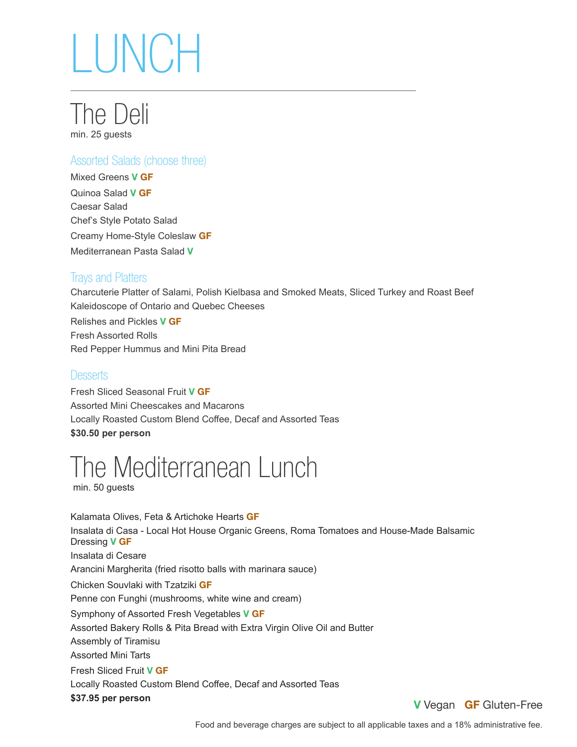# LUNCH

## The Deli

min. 25 guests

### Assorted Salads (choose three)

Mixed Greens **V** **GF**

Quinoa Salad **V** **GF**

Caesar Salad

Chef's Style Potato Salad

Creamy Home-Style Coleslaw **GF**

Mediterranean Pasta Salad **V**

### Trays and Platters

Charcuterie Platter of Salami, Polish Kielbasa and Smoked Meats, Sliced Turkey and Roast Beef

Kaleidoscope of Ontario and Quebec Cheeses

Relishes and Pickles **V** **GF**

Fresh Assorted Rolls

Red Pepper Hummus and Mini Pita Bread

### Desserts

Fresh Sliced Seasonal Fruit **V** **GF**

Assorted Mini Cheescakes and Macarons

Locally Roasted Custom Blend Coffee, Decaf and Assorted Teas

**$30.50 per person**

## The Mediterranean Lunch

min. 50 guests

Kalamata Olives, Feta & Artichoke Hearts **GF**

Insalata di Casa - Local Hot House Organic Greens, Roma Tomatoes and House-Made Balsamic Dressing **V** **GF**

Insalata di Cesare

Arancini Margherita (fried risotto balls with marinara sauce)

Chicken Souvlaki with Tzatziki **GF**

Penne con Funghi (mushrooms, white wine and cream)

Symphony of Assorted Fresh Vegetables **V** **GF**

Assorted Bakery Rolls & Pita Bread with Extra Virgin Olive Oil and Butter

Assembly of Tiramisu

Assorted Mini Tarts

Fresh Sliced Fruit **V** **GF**

Locally Roasted Custom Blend Coffee, Decaf and Assorted Teas

**$37.95 per person**

**V** Vegan **GF** Gluten-Free

Food and beverage charges are subject to all applicable taxes and a 18% administrative fee.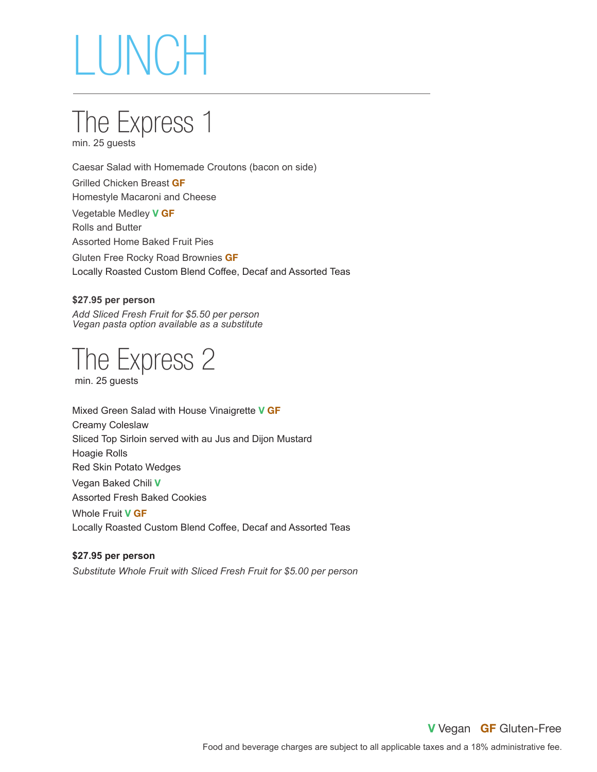# LUNCH

## The Express 1

min. 25 guests

Caesar Salad with Homemade Croutons (bacon on side)
Grilled Chicken Breast **GF**
Homestyle Macaroni and Cheese
Vegetable Medley **V** **GF**
Rolls and Butter
Assorted Home Baked Fruit Pies
Gluten Free Rocky Road Brownies **GF**
Locally Roasted Custom Blend Coffee, Decaf and Assorted Teas

**$27.95 per person**
*Add Sliced Fresh Fruit for $5.50 per person*
*Vegan pasta option available as a substitute*

## The Express 2

min. 25 guests

Mixed Green Salad with House Vinaigrette **V** **GF**
Creamy Coleslaw
Sliced Top Sirloin served with au Jus and Dijon Mustard
Hoagie Rolls
Red Skin Potato Wedges
Vegan Baked Chili **V**
Assorted Fresh Baked Cookies
Whole Fruit **V** **GF**
Locally Roasted Custom Blend Coffee, Decaf and Assorted Teas

**$27.95 per person**
*Substitute Whole Fruit with Sliced Fresh Fruit for $5.00 per person*

**V** Vegan **GF** Gluten-Free

Food and beverage charges are subject to all applicable taxes and a 18% administrative fee.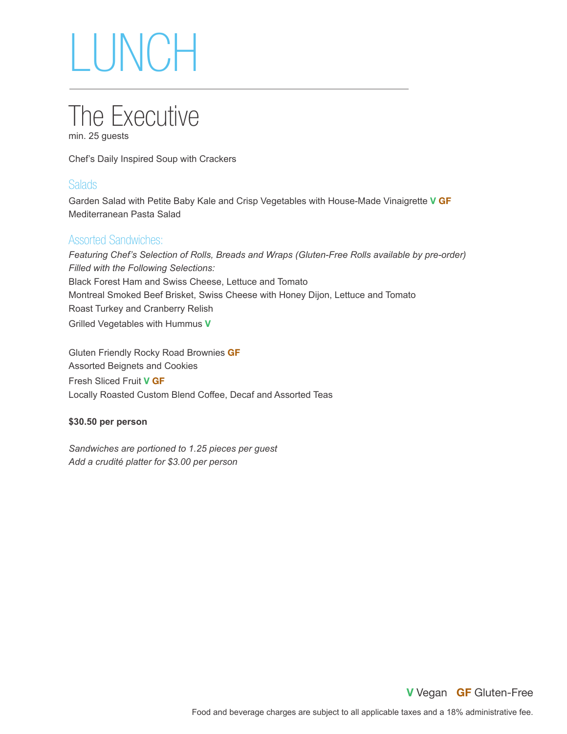# LUNCH

## The Executive

min. 25 guests

Chef's Daily Inspired Soup with Crackers

### Salads

Garden Salad with Petite Baby Kale and Crisp Vegetables with House-Made Vinaigrette **V GF**
Mediterranean Pasta Salad

### Assorted Sandwiches:

*Featuring Chef's Selection of Rolls, Breads and Wraps (Gluten-Free Rolls available by pre-order)*
*Filled with the Following Selections:*
Black Forest Ham and Swiss Cheese, Lettuce and Tomato
Montreal Smoked Beef Brisket, Swiss Cheese with Honey Dijon, Lettuce and Tomato
Roast Turkey and Cranberry Relish
Grilled Vegetables with Hummus **V**

Gluten Friendly Rocky Road Brownies **GF**
Assorted Beignets and Cookies
Fresh Sliced Fruit **V GF**
Locally Roasted Custom Blend Coffee, Decaf and Assorted Teas

**$30.50 per person**

*Sandwiches are portioned to 1.25 pieces per guest*
*Add a crudité platter for $3.00 per person*

**V** Vegan **GF** Gluten-Free

Food and beverage charges are subject to all applicable taxes and a 18% administrative fee.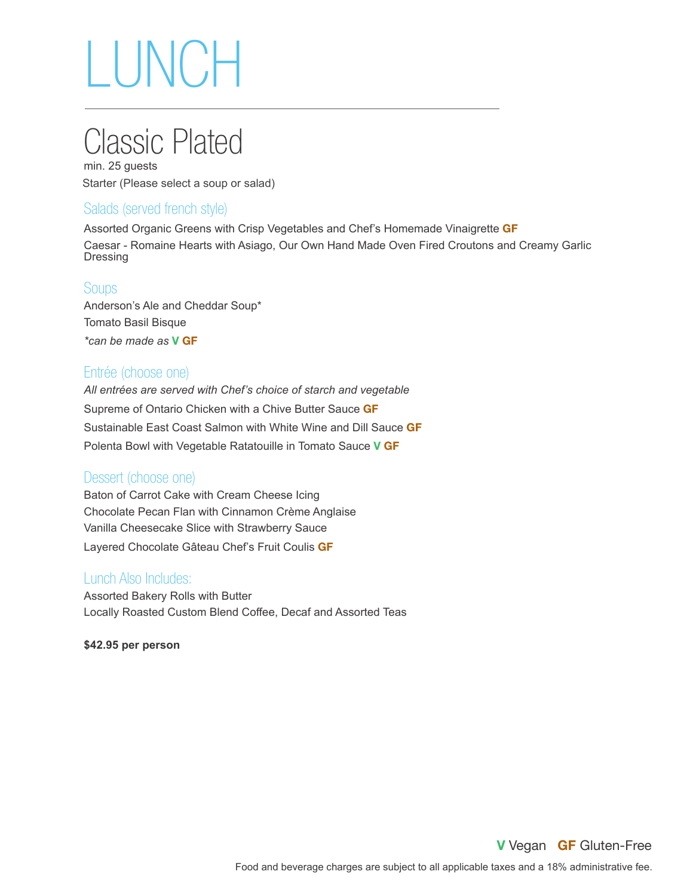# LUNCH

## Classic Plated

min. 25 guests

Starter (Please select a soup or salad)

### Salads (served french style)

Assorted Organic Greens with Crisp Vegetables and Chef's Homemade Vinaigrette **GF**

Caesar - Romaine Hearts with Asiago, Our Own Hand Made Oven Fired Croutons and Creamy Garlic Dressing

### Soups

Anderson's Ale and Cheddar Soup*

Tomato Basil Bisque

*\*can be made as* **V GF**

### Entrée (choose one)

*All entrées are served with Chef's choice of starch and vegetable*

Supreme of Ontario Chicken with a Chive Butter Sauce **GF**

Sustainable East Coast Salmon with White Wine and Dill Sauce **GF**

Polenta Bowl with Vegetable Ratatouille in Tomato Sauce **V GF**

### Dessert (choose one)

Baton of Carrot Cake with Cream Cheese Icing

Chocolate Pecan Flan with Cinnamon Crème Anglaise

Vanilla Cheesecake Slice with Strawberry Sauce

Layered Chocolate Gâteau Chef's Fruit Coulis **GF**

### Lunch Also Includes:

Assorted Bakery Rolls with Butter

Locally Roasted Custom Blend Coffee, Decaf and Assorted Teas

**$42.95 per person**

**V** Vegan **GF** Gluten-Free

Food and beverage charges are subject to all applicable taxes and a 18% administrative fee.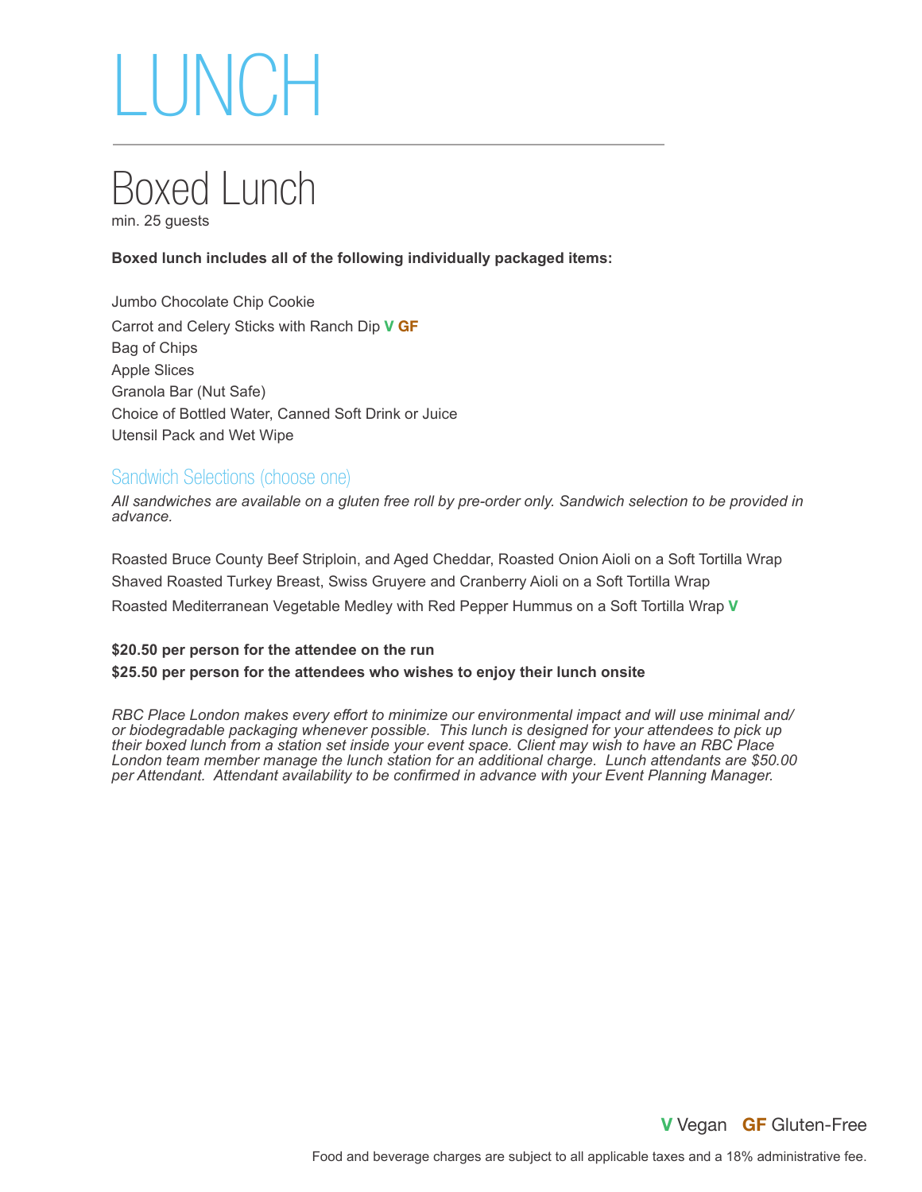# LUNCH

## Boxed Lunch

min. 25 guests

**Boxed lunch includes all of the following individually packaged items:**

Jumbo Chocolate Chip Cookie
Carrot and Celery Sticks with Ranch Dip **V** **GF**
Bag of Chips
Apple Slices
Granola Bar (Nut Safe)
Choice of Bottled Water, Canned Soft Drink or Juice
Utensil Pack and Wet Wipe

### Sandwich Selections (choose one)

*All sandwiches are available on a gluten free roll by pre-order only. Sandwich selection to be provided in advance.*

Roasted Bruce County Beef Striploin, and Aged Cheddar, Roasted Onion Aioli on a Soft Tortilla Wrap
Shaved Roasted Turkey Breast, Swiss Gruyere and Cranberry Aioli on a Soft Tortilla Wrap
Roasted Mediterranean Vegetable Medley with Red Pepper Hummus on a Soft Tortilla Wrap **V**

**$20.50 per person for the attendee on the run**
**$25.50 per person for the attendees who wishes to enjoy their lunch onsite**

*RBC Place London makes every effort to minimize our environmental impact and will use minimal and/ or biodegradable packaging whenever possible. This lunch is designed for your attendees to pick up their boxed lunch from a station set inside your event space. Client may wish to have an RBC Place London team member manage the lunch station for an additional charge. Lunch attendants are $50.00 per Attendant. Attendant availability to be confirmed in advance with your Event Planning Manager.*

**V** Vegan **GF** Gluten-Free

Food and beverage charges are subject to all applicable taxes and a 18% administrative fee.